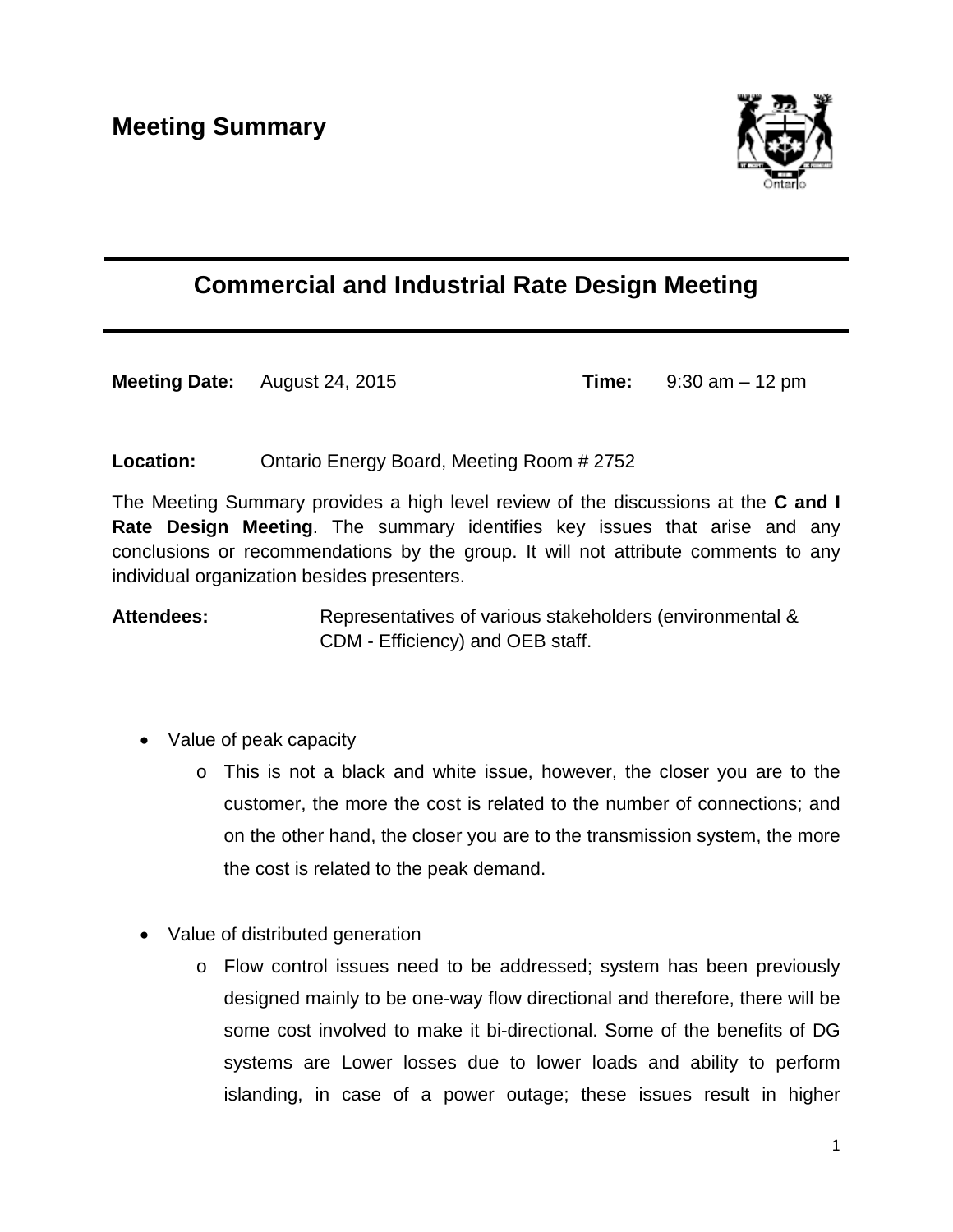# Meeting Summary

## Commercial and Industrial Rate Design Meeting

**Meeting Date:** August 24, 2015 **Time:** 9:30 am – 12 pm

**Location:** Ontario Energy Board, Meeting Room # 2752

The Meeting Summary provides a high level review of the discussions at the **C and I Rate Design Meeting**. The summary identifies key issues that arise and any conclusions or recommendations by the group. It will not attribute comments to any individual organization besides presenters.

**Attendees:** Representatives of various stakeholders (environmental & CDM - Efficiency) and OEB staff.

- Value of peak capacity
  - This is not a black and white issue, however, the closer you are to the customer, the more the cost is related to the number of connections; and on the other hand, the closer you are to the transmission system, the more the cost is related to the peak demand.

- Value of distributed generation
  - Flow control issues need to be addressed; system has been previously designed mainly to be one-way flow directional and therefore, there will be some cost involved to make it bi-directional. Some of the benefits of DG systems are Lower losses due to lower loads and ability to perform islanding, in case of a power outage; these issues result in higher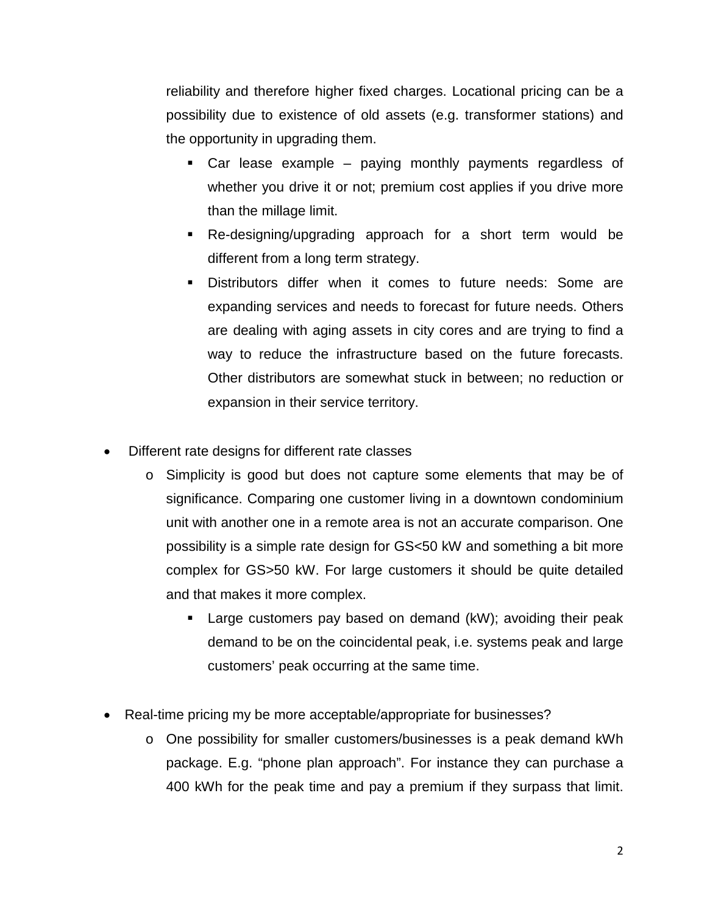reliability and therefore higher fixed charges. Locational pricing can be a possibility due to existence of old assets (e.g. transformer stations) and the opportunity in upgrading them.

    - Car lease example – paying monthly payments regardless of whether you drive it or not; premium cost applies if you drive more than the millage limit.
    - Re-designing/upgrading approach for a short term would be different from a long term strategy.
    - Distributors differ when it comes to future needs: Some are expanding services and needs to forecast for future needs. Others are dealing with aging assets in city cores and are trying to find a way to reduce the infrastructure based on the future forecasts. Other distributors are somewhat stuck in between; no reduction or expansion in their service territory.

- Different rate designs for different rate classes
    - Simplicity is good but does not capture some elements that may be of significance. Comparing one customer living in a downtown condominium unit with another one in a remote area is not an accurate comparison. One possibility is a simple rate design for GS<50 kW and something a bit more complex for GS>50 kW. For large customers it should be quite detailed and that makes it more complex.
        - Large customers pay based on demand (kW); avoiding their peak demand to be on the coincidental peak, i.e. systems peak and large customers' peak occurring at the same time.

- Real-time pricing my be more acceptable/appropriate for businesses?
    - One possibility for smaller customers/businesses is a peak demand kWh package. E.g. "phone plan approach". For instance they can purchase a 400 kWh for the peak time and pay a premium if they surpass that limit.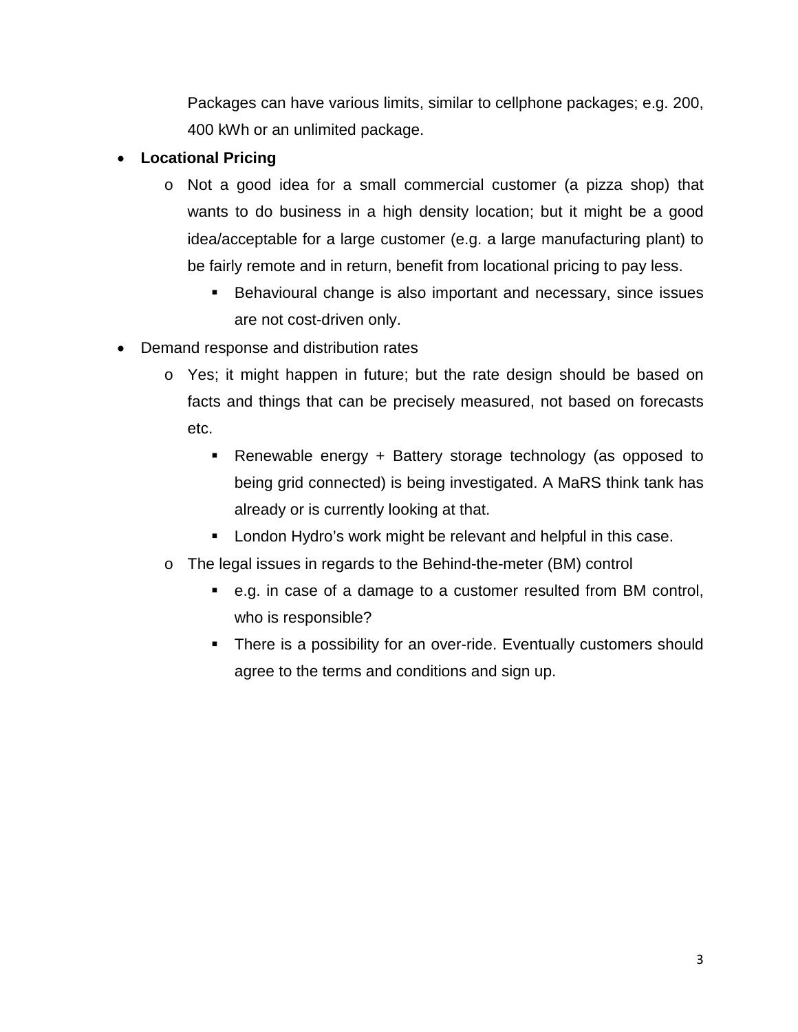Packages can have various limits, similar to cellphone packages; e.g. 200, 400 kWh or an unlimited package.

- **Locational Pricing**
  - Not a good idea for a small commercial customer (a pizza shop) that wants to do business in a high density location; but it might be a good idea/acceptable for a large customer (e.g. a large manufacturing plant) to be fairly remote and in return, benefit from locational pricing to pay less.
    - Behavioural change is also important and necessary, since issues are not cost-driven only.
- Demand response and distribution rates
  - Yes; it might happen in future; but the rate design should be based on facts and things that can be precisely measured, not based on forecasts etc.
    - Renewable energy + Battery storage technology (as opposed to being grid connected) is being investigated. A MaRS think tank has already or is currently looking at that.
    - London Hydro's work might be relevant and helpful in this case.
  - The legal issues in regards to the Behind-the-meter (BM) control
    - e.g. in case of a damage to a customer resulted from BM control, who is responsible?
    - There is a possibility for an over-ride. Eventually customers should agree to the terms and conditions and sign up.